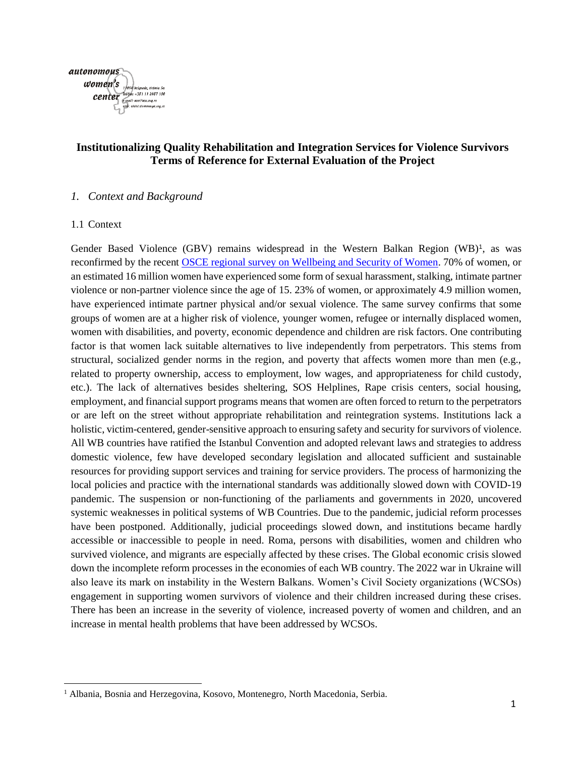autonomous women's center
11000 belgrade, tiršova 5a
tel/fax: +381 11 2687 190
e-mail: azc@azc.org.rs
web: www.womenngo.org.rs

**Institutionalizing Quality Rehabilitation and Integration Services for Violence Survivors**
**Terms of Reference for External Evaluation of the Project**

## *1. Context and Background*

### 1.1 Context

Gender Based Violence (GBV) remains widespread in the Western Balkan Region (WB)[1], as was reconfirmed by the recent [OSCE regional survey on Wellbeing and Security of Women](). 70% of women, or an estimated 16 million women have experienced some form of sexual harassment, stalking, intimate partner violence or non-partner violence since the age of 15. 23% of women, or approximately 4.9 million women, have experienced intimate partner physical and/or sexual violence. The same survey confirms that some groups of women are at a higher risk of violence, younger women, refugee or internally displaced women, women with disabilities, and poverty, economic dependence and children are risk factors. One contributing factor is that women lack suitable alternatives to live independently from perpetrators. This stems from structural, socialized gender norms in the region, and poverty that affects women more than men (e.g., related to property ownership, access to employment, low wages, and appropriateness for child custody, etc.). The lack of alternatives besides sheltering, SOS Helplines, Rape crisis centers, social housing, employment, and financial support programs means that women are often forced to return to the perpetrators or are left on the street without appropriate rehabilitation and reintegration systems. Institutions lack a holistic, victim-centered, gender-sensitive approach to ensuring safety and security for survivors of violence. All WB countries have ratified the Istanbul Convention and adopted relevant laws and strategies to address domestic violence, few have developed secondary legislation and allocated sufficient and sustainable resources for providing support services and training for service providers. The process of harmonizing the local policies and practice with the international standards was additionally slowed down with COVID-19 pandemic. The suspension or non-functioning of the parliaments and governments in 2020, uncovered systemic weaknesses in political systems of WB Countries. Due to the pandemic, judicial reform processes have been postponed. Additionally, judicial proceedings slowed down, and institutions became hardly accessible or inaccessible to people in need. Roma, persons with disabilities, women and children who survived violence, and migrants are especially affected by these crises. The Global economic crisis slowed down the incomplete reform processes in the economies of each WB country. The 2022 war in Ukraine will also leave its mark on instability in the Western Balkans. Women's Civil Society organizations (WCSOs) engagement in supporting women survivors of violence and their children increased during these crises. There has been an increase in the severity of violence, increased poverty of women and children, and an increase in mental health problems that have been addressed by WCSOs.

---

[1] Albania, Bosnia and Herzegovina, Kosovo, Montenegro, North Macedonia, Serbia.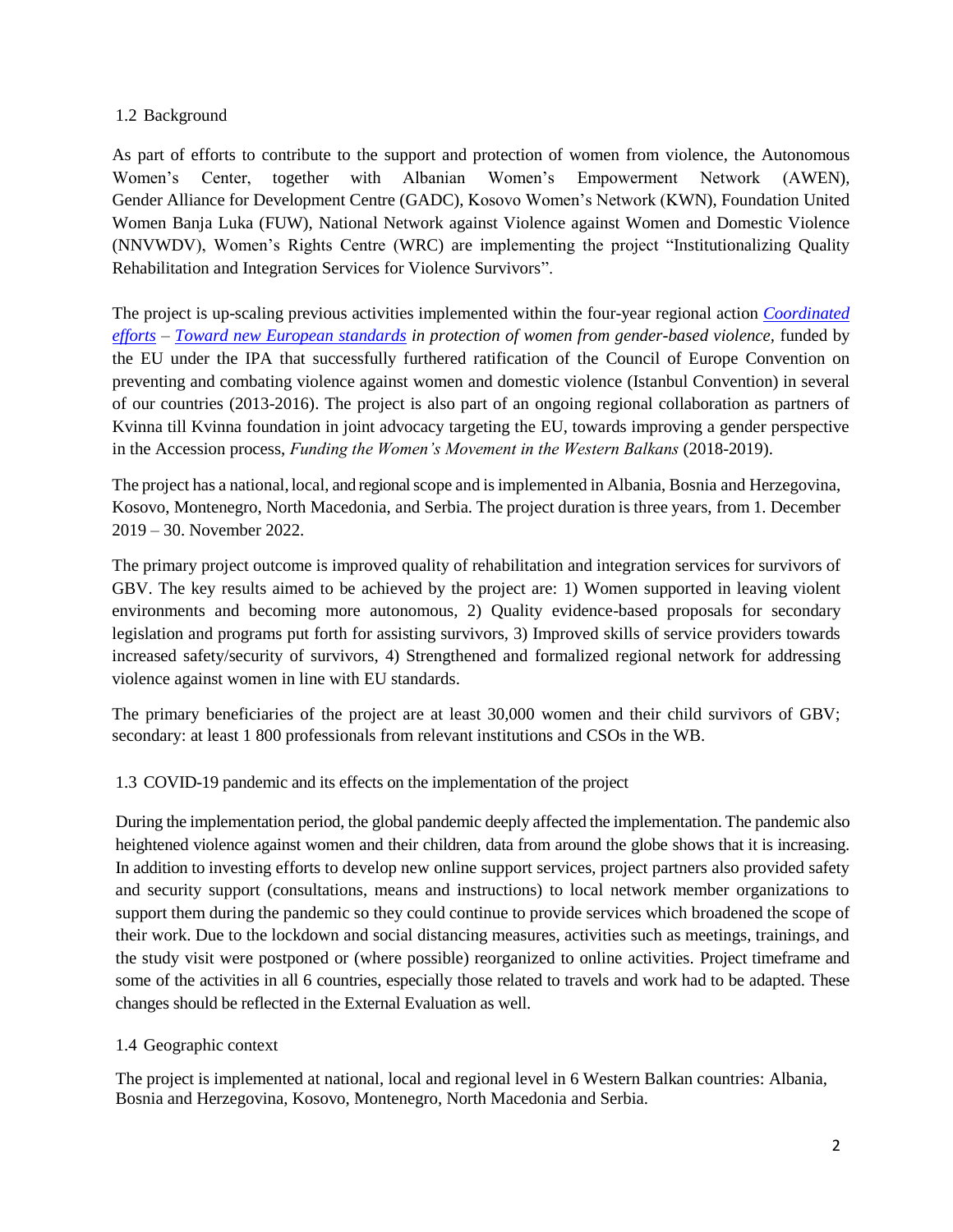## 1.2 Background

As part of efforts to contribute to the support and protection of women from violence, the Autonomous Women's Center, together with Albanian Women's Empowerment Network (AWEN), Gender Alliance for Development Centre (GADC), Kosovo Women's Network (KWN), Foundation United Women Banja Luka (FUW), National Network against Violence against Women and Domestic Violence (NNVWDV), Women's Rights Centre (WRC) are implementing the project "Institutionalizing Quality Rehabilitation and Integration Services for Violence Survivors".

The project is up-scaling previous activities implemented within the four-year regional action *Coordinated efforts – Toward new European standards in protection of women from gender-based violence*, funded by the EU under the IPA that successfully furthered ratification of the Council of Europe Convention on preventing and combating violence against women and domestic violence (Istanbul Convention) in several of our countries (2013-2016). The project is also part of an ongoing regional collaboration as partners of Kvinna till Kvinna foundation in joint advocacy targeting the EU, towards improving a gender perspective in the Accession process, *Funding the Women's Movement in the Western Balkans* (2018-2019).

The project has a national, local, and regional scope and is implemented in Albania, Bosnia and Herzegovina, Kosovo, Montenegro, North Macedonia, and Serbia. The project duration is three years, from 1. December 2019 – 30. November 2022.

The primary project outcome is improved quality of rehabilitation and integration services for survivors of GBV. The key results aimed to be achieved by the project are: 1) Women supported in leaving violent environments and becoming more autonomous, 2) Quality evidence-based proposals for secondary legislation and programs put forth for assisting survivors, 3) Improved skills of service providers towards increased safety/security of survivors, 4) Strengthened and formalized regional network for addressing violence against women in line with EU standards.

The primary beneficiaries of the project are at least 30,000 women and their child survivors of GBV; secondary: at least 1 800 professionals from relevant institutions and CSOs in the WB.

## 1.3 COVID-19 pandemic and its effects on the implementation of the project

During the implementation period, the global pandemic deeply affected the implementation. The pandemic also heightened violence against women and their children, data from around the globe shows that it is increasing. In addition to investing efforts to develop new online support services, project partners also provided safety and security support (consultations, means and instructions) to local network member organizations to support them during the pandemic so they could continue to provide services which broadened the scope of their work. Due to the lockdown and social distancing measures, activities such as meetings, trainings, and the study visit were postponed or (where possible) reorganized to online activities. Project timeframe and some of the activities in all 6 countries, especially those related to travels and work had to be adapted. These changes should be reflected in the External Evaluation as well.

## 1.4 Geographic context

The project is implemented at national, local and regional level in 6 Western Balkan countries: Albania, Bosnia and Herzegovina, Kosovo, Montenegro, North Macedonia and Serbia.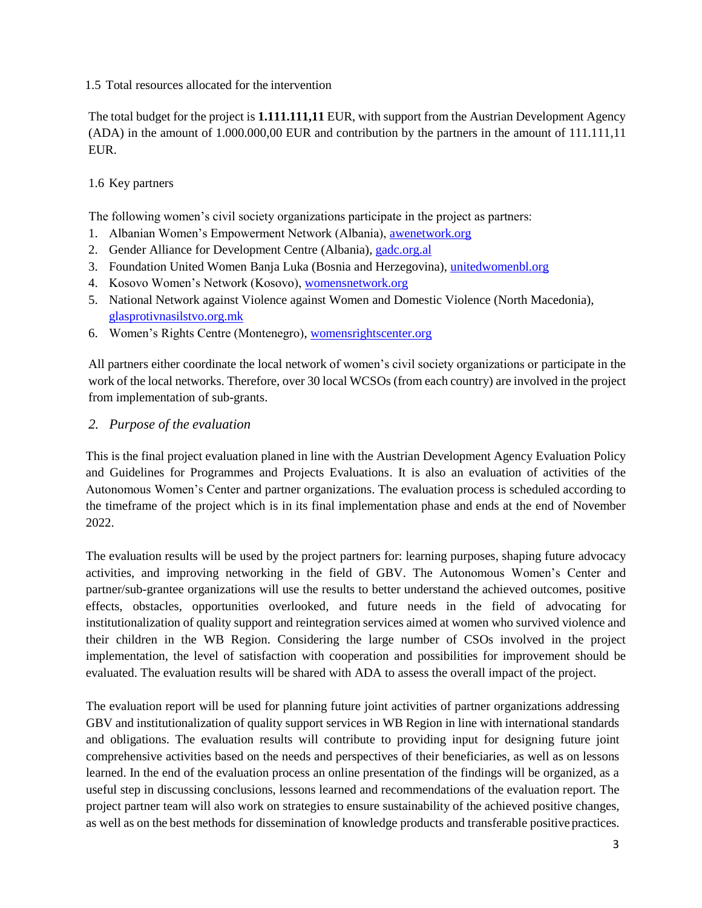### 1.5 Total resources allocated for the intervention

The total budget for the project is **1.111.111,11** EUR, with support from the Austrian Development Agency (ADA) in the amount of 1.000.000,00 EUR and contribution by the partners in the amount of 111.111,11 EUR.

### 1.6 Key partners

The following women's civil society organizations participate in the project as partners:

1. Albanian Women's Empowerment Network (Albania), awenetwork.org
2. Gender Alliance for Development Centre (Albania), gadc.org.al
3. Foundation United Women Banja Luka (Bosnia and Herzegovina), unitedwomenbl.org
4. Kosovo Women's Network (Kosovo), womensnetwork.org
5. National Network against Violence against Women and Domestic Violence (North Macedonia), glasprotivnasilstvo.org.mk
6. Women's Rights Centre (Montenegro), womensrightscenter.org

All partners either coordinate the local network of women's civil society organizations or participate in the work of the local networks. Therefore, over 30 local WCSOs (from each country) are involved in the project from implementation of sub-grants.

## *2. Purpose of the evaluation*

This is the final project evaluation planed in line with the Austrian Development Agency Evaluation Policy and Guidelines for Programmes and Projects Evaluations. It is also an evaluation of activities of the Autonomous Women's Center and partner organizations. The evaluation process is scheduled according to the timeframe of the project which is in its final implementation phase and ends at the end of November 2022.

The evaluation results will be used by the project partners for: learning purposes, shaping future advocacy activities, and improving networking in the field of GBV. The Autonomous Women's Center and partner/sub-grantee organizations will use the results to better understand the achieved outcomes, positive effects, obstacles, opportunities overlooked, and future needs in the field of advocating for institutionalization of quality support and reintegration services aimed at women who survived violence and their children in the WB Region. Considering the large number of CSOs involved in the project implementation, the level of satisfaction with cooperation and possibilities for improvement should be evaluated. The evaluation results will be shared with ADA to assess the overall impact of the project.

The evaluation report will be used for planning future joint activities of partner organizations addressing GBV and institutionalization of quality support services in WB Region in line with international standards and obligations. The evaluation results will contribute to providing input for designing future joint comprehensive activities based on the needs and perspectives of their beneficiaries, as well as on lessons learned. In the end of the evaluation process an online presentation of the findings will be organized, as a useful step in discussing conclusions, lessons learned and recommendations of the evaluation report. The project partner team will also work on strategies to ensure sustainability of the achieved positive changes, as well as on the best methods for dissemination of knowledge products and transferable positive practices.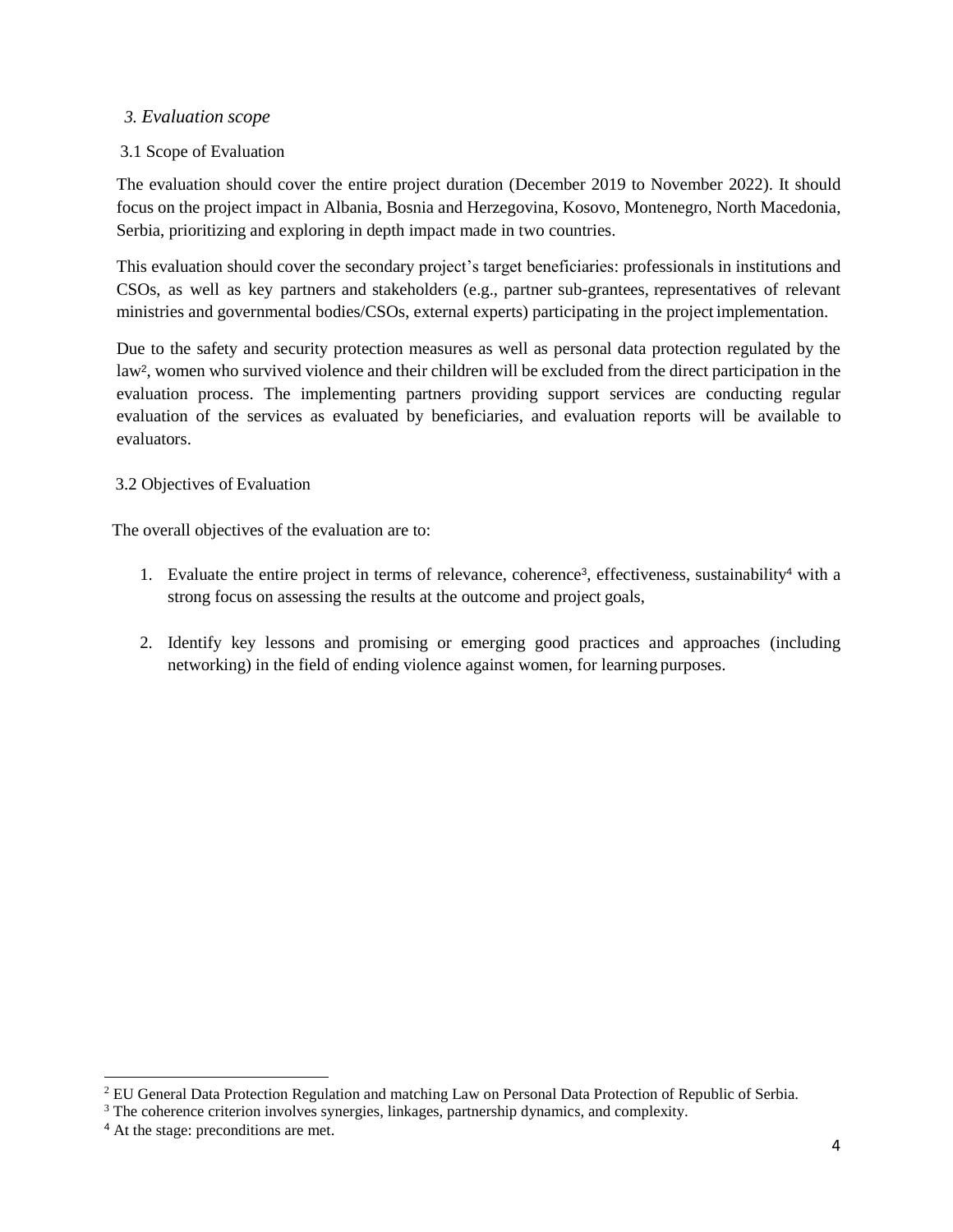## *3. Evaluation scope*

### 3.1 Scope of Evaluation

The evaluation should cover the entire project duration (December 2019 to November 2022). It should focus on the project impact in Albania, Bosnia and Herzegovina, Kosovo, Montenegro, North Macedonia, Serbia, prioritizing and exploring in depth impact made in two countries.

This evaluation should cover the secondary project's target beneficiaries: professionals in institutions and CSOs, as well as key partners and stakeholders (e.g., partner sub-grantees, representatives of relevant ministries and governmental bodies/CSOs, external experts) participating in the project implementation.

Due to the safety and security protection measures as well as personal data protection regulated by the law[2], women who survived violence and their children will be excluded from the direct participation in the evaluation process. The implementing partners providing support services are conducting regular evaluation of the services as evaluated by beneficiaries, and evaluation reports will be available to evaluators.

### 3.2 Objectives of Evaluation

The overall objectives of the evaluation are to:

1. Evaluate the entire project in terms of relevance, coherence[3], effectiveness, sustainability[4] with a strong focus on assessing the results at the outcome and project goals,

2. Identify key lessons and promising or emerging good practices and approaches (including networking) in the field of ending violence against women, for learning purposes.

---

[2] EU General Data Protection Regulation and matching Law on Personal Data Protection of Republic of Serbia.

[3] The coherence criterion involves synergies, linkages, partnership dynamics, and complexity.

[4] At the stage: preconditions are met.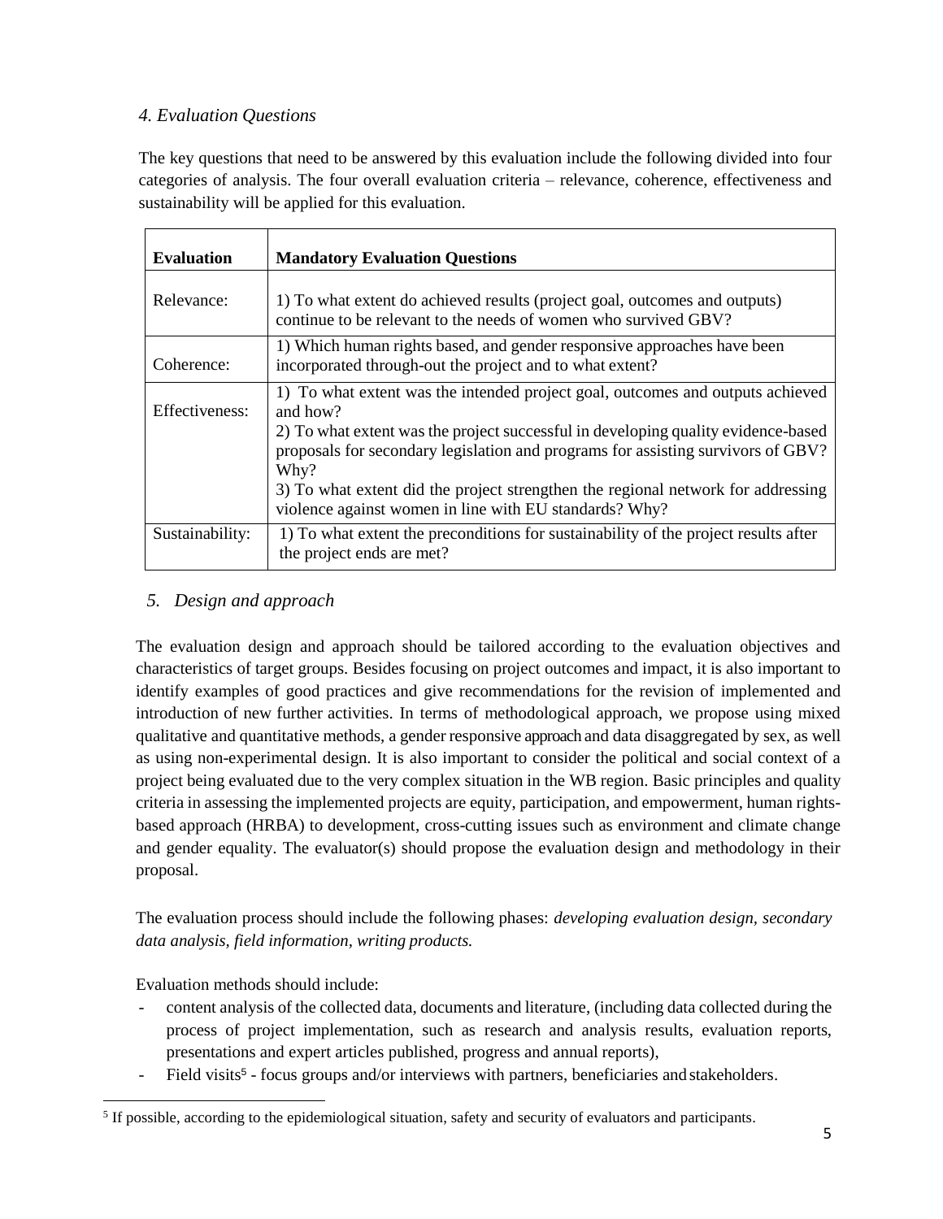## *4. Evaluation Questions*

The key questions that need to be answered by this evaluation include the following divided into four categories of analysis. The four overall evaluation criteria – relevance, coherence, effectiveness and sustainability will be applied for this evaluation.

| **Evaluation** | **Mandatory Evaluation Questions** |
|---|---|
| Relevance: | 1) To what extent do achieved results (project goal, outcomes and outputs) continue to be relevant to the needs of women who survived GBV? |
| Coherence: | 1) Which human rights based, and gender responsive approaches have been incorporated through-out the project and to what extent? |
| Effectiveness: | 1) To what extent was the intended project goal, outcomes and outputs achieved and how?<br>2) To what extent was the project successful in developing quality evidence-based proposals for secondary legislation and programs for assisting survivors of GBV? Why?<br>3) To what extent did the project strengthen the regional network for addressing violence against women in line with EU standards? Why? |
| Sustainability: | 1) To what extent the preconditions for sustainability of the project results after the project ends are met? |

## *5. Design and approach*

The evaluation design and approach should be tailored according to the evaluation objectives and characteristics of target groups. Besides focusing on project outcomes and impact, it is also important to identify examples of good practices and give recommendations for the revision of implemented and introduction of new further activities. In terms of methodological approach, we propose using mixed qualitative and quantitative methods, a gender responsive approach and data disaggregated by sex, as well as using non-experimental design. It is also important to consider the political and social context of a project being evaluated due to the very complex situation in the WB region. Basic principles and quality criteria in assessing the implemented projects are equity, participation, and empowerment, human rights-based approach (HRBA) to development, cross-cutting issues such as environment and climate change and gender equality. The evaluator(s) should propose the evaluation design and methodology in their proposal.

The evaluation process should include the following phases: *developing evaluation design, secondary data analysis, field information, writing products.*

Evaluation methods should include:

- content analysis of the collected data, documents and literature, (including data collected during the process of project implementation, such as research and analysis results, evaluation reports, presentations and expert articles published, progress and annual reports),
- Field visits[5] - focus groups and/or interviews with partners, beneficiaries and stakeholders.

[5] If possible, according to the epidemiological situation, safety and security of evaluators and participants.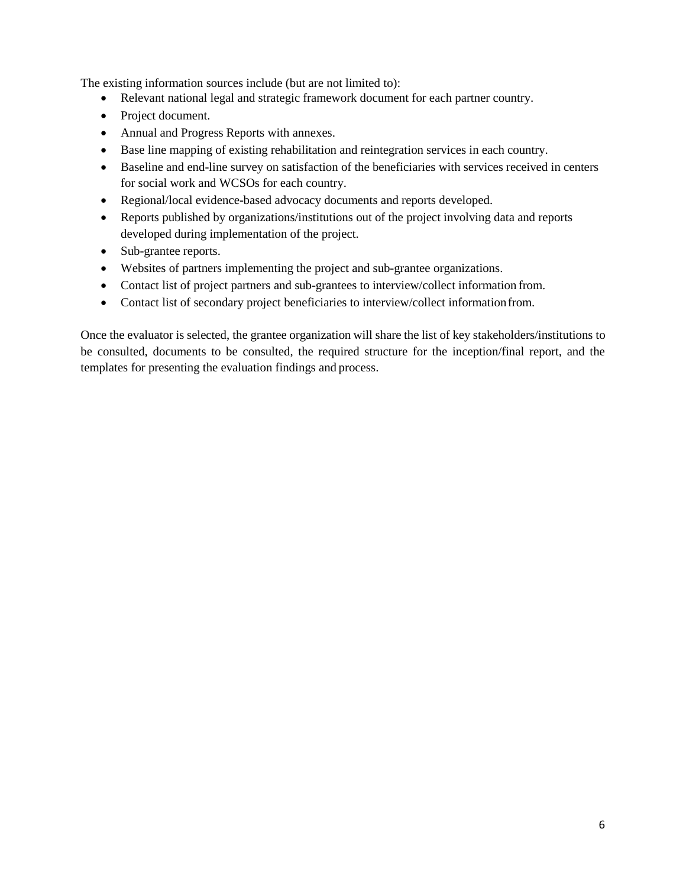The existing information sources include (but are not limited to):

- Relevant national legal and strategic framework document for each partner country.
- Project document.
- Annual and Progress Reports with annexes.
- Base line mapping of existing rehabilitation and reintegration services in each country.
- Baseline and end-line survey on satisfaction of the beneficiaries with services received in centers for social work and WCSOs for each country.
- Regional/local evidence-based advocacy documents and reports developed.
- Reports published by organizations/institutions out of the project involving data and reports developed during implementation of the project.
- Sub-grantee reports.
- Websites of partners implementing the project and sub-grantee organizations.
- Contact list of project partners and sub-grantees to interview/collect information from.
- Contact list of secondary project beneficiaries to interview/collect information from.

Once the evaluator is selected, the grantee organization will share the list of key stakeholders/institutions to be consulted, documents to be consulted, the required structure for the inception/final report, and the templates for presenting the evaluation findings and process.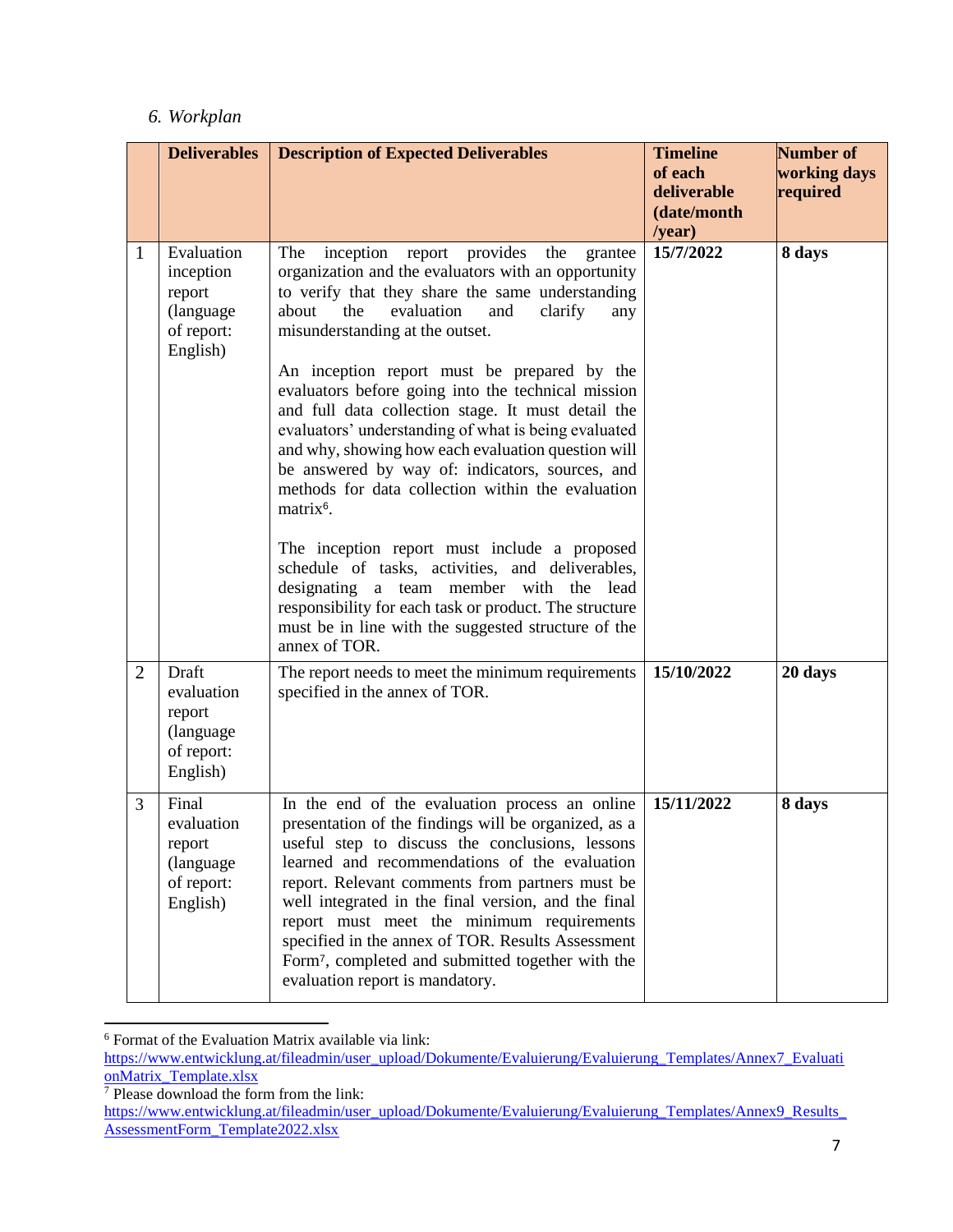## *6. Workplan*

| | **Deliverables** | **Description of Expected Deliverables** | **Timeline of each deliverable (date/month /year)** | **Number of working days required** |
|---|---|---|---|---|
| 1 | Evaluation inception report (language of report: English) | The inception report provides the grantee organization and the evaluators with an opportunity to verify that they share the same understanding about the evaluation and clarify any misunderstanding at the outset.<br><br>An inception report must be prepared by the evaluators before going into the technical mission and full data collection stage. It must detail the evaluators' understanding of what is being evaluated and why, showing how each evaluation question will be answered by way of: indicators, sources, and methods for data collection within the evaluation matrix[6].<br><br>The inception report must include a proposed schedule of tasks, activities, and deliverables, designating a team member with the lead responsibility for each task or product. The structure must be in line with the suggested structure of the annex of TOR. | **15/7/2022** | **8 days** |
| 2 | Draft evaluation report (language of report: English) | The report needs to meet the minimum requirements specified in the annex of TOR. | **15/10/2022** | **20 days** |
| 3 | Final evaluation report (language of report: English) | In the end of the evaluation process an online presentation of the findings will be organized, as a useful step to discuss the conclusions, lessons learned and recommendations of the evaluation report. Relevant comments from partners must be well integrated in the final version, and the final report must meet the minimum requirements specified in the annex of TOR. Results Assessment Form[7], completed and submitted together with the evaluation report is mandatory. | **15/11/2022** | **8 days** |

[6] Format of the Evaluation Matrix available via link: https://www.entwicklung.at/fileadmin/user_upload/Dokumente/Evaluierung/Evaluierung_Templates/Annex7_EvaluationMatrix_Template.xlsx

[7] Please download the form from the link: https://www.entwicklung.at/fileadmin/user_upload/Dokumente/Evaluierung/Evaluierung_Templates/Annex9_Results_AssessmentForm_Template2022.xlsx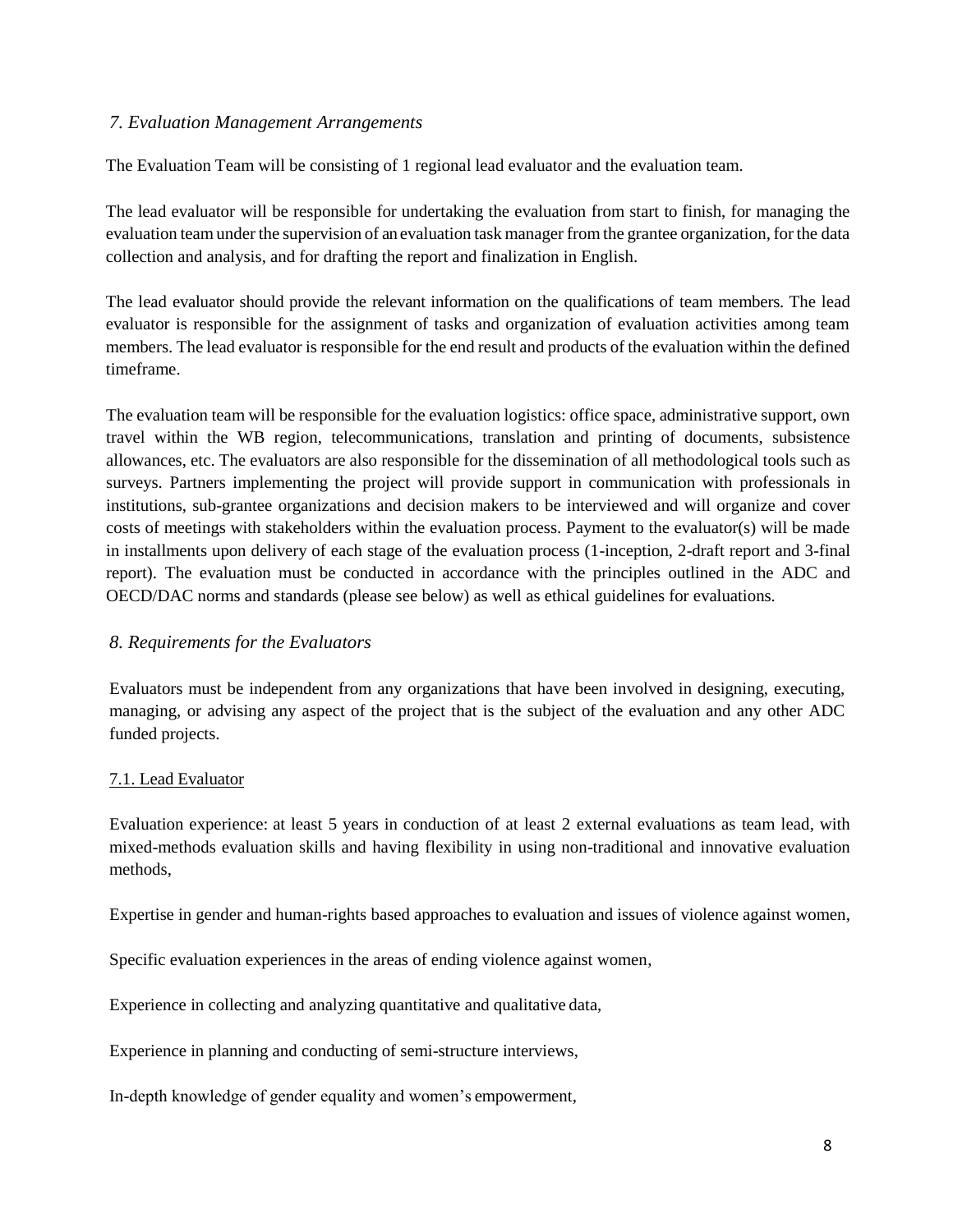### *7. Evaluation Management Arrangements*

The Evaluation Team will be consisting of 1 regional lead evaluator and the evaluation team.

The lead evaluator will be responsible for undertaking the evaluation from start to finish, for managing the evaluation team under the supervision of an evaluation task manager from the grantee organization, for the data collection and analysis, and for drafting the report and finalization in English.

The lead evaluator should provide the relevant information on the qualifications of team members. The lead evaluator is responsible for the assignment of tasks and organization of evaluation activities among team members. The lead evaluator is responsible for the end result and products of the evaluation within the defined timeframe.

The evaluation team will be responsible for the evaluation logistics: office space, administrative support, own travel within the WB region, telecommunications, translation and printing of documents, subsistence allowances, etc. The evaluators are also responsible for the dissemination of all methodological tools such as surveys. Partners implementing the project will provide support in communication with professionals in institutions, sub-grantee organizations and decision makers to be interviewed and will organize and cover costs of meetings with stakeholders within the evaluation process. Payment to the evaluator(s) will be made in installments upon delivery of each stage of the evaluation process (1-inception, 2-draft report and 3-final report). The evaluation must be conducted in accordance with the principles outlined in the ADC and OECD/DAC norms and standards (please see below) as well as ethical guidelines for evaluations.

### *8. Requirements for the Evaluators*

Evaluators must be independent from any organizations that have been involved in designing, executing, managing, or advising any aspect of the project that is the subject of the evaluation and any other ADC funded projects.

#### 7.1. Lead Evaluator

Evaluation experience: at least 5 years in conduction of at least 2 external evaluations as team lead, with mixed-methods evaluation skills and having flexibility in using non-traditional and innovative evaluation methods,

Expertise in gender and human-rights based approaches to evaluation and issues of violence against women,

Specific evaluation experiences in the areas of ending violence against women,

Experience in collecting and analyzing quantitative and qualitative data,

Experience in planning and conducting of semi-structure interviews,

In-depth knowledge of gender equality and women's empowerment,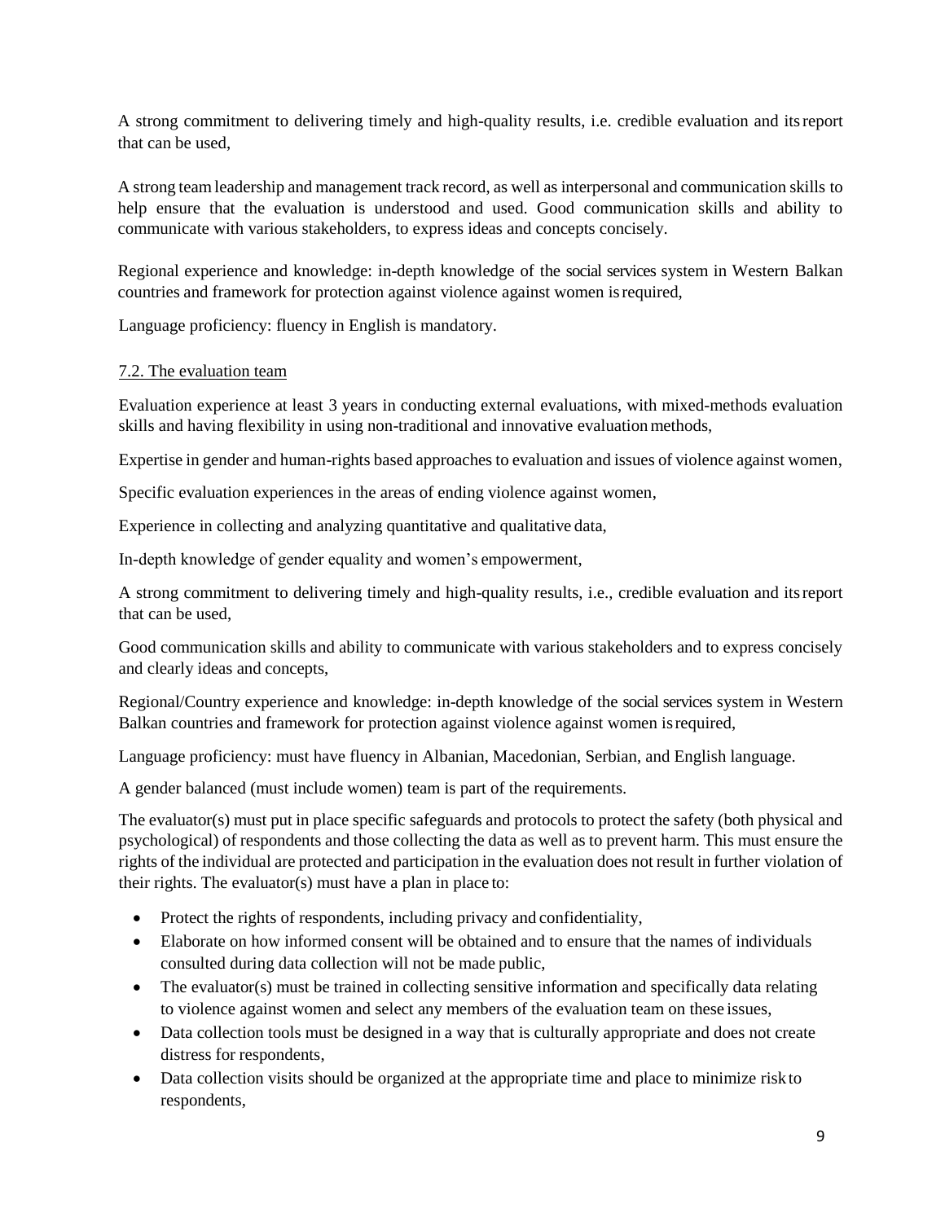A strong commitment to delivering timely and high-quality results, i.e. credible evaluation and its report that can be used,

A strong team leadership and management track record, as well as interpersonal and communication skills to help ensure that the evaluation is understood and used. Good communication skills and ability to communicate with various stakeholders, to express ideas and concepts concisely.

Regional experience and knowledge: in-depth knowledge of the social services system in Western Balkan countries and framework for protection against violence against women is required,

Language proficiency: fluency in English is mandatory.

### 7.2. The evaluation team

Evaluation experience at least 3 years in conducting external evaluations, with mixed-methods evaluation skills and having flexibility in using non-traditional and innovative evaluation methods,

Expertise in gender and human-rights based approaches to evaluation and issues of violence against women,

Specific evaluation experiences in the areas of ending violence against women,

Experience in collecting and analyzing quantitative and qualitative data,

In-depth knowledge of gender equality and women's empowerment,

A strong commitment to delivering timely and high-quality results, i.e., credible evaluation and its report that can be used,

Good communication skills and ability to communicate with various stakeholders and to express concisely and clearly ideas and concepts,

Regional/Country experience and knowledge: in-depth knowledge of the social services system in Western Balkan countries and framework for protection against violence against women is required,

Language proficiency: must have fluency in Albanian, Macedonian, Serbian, and English language.

A gender balanced (must include women) team is part of the requirements.

The evaluator(s) must put in place specific safeguards and protocols to protect the safety (both physical and psychological) of respondents and those collecting the data as well as to prevent harm. This must ensure the rights of the individual are protected and participation in the evaluation does not result in further violation of their rights. The evaluator(s) must have a plan in place to:

- Protect the rights of respondents, including privacy and confidentiality,
- Elaborate on how informed consent will be obtained and to ensure that the names of individuals consulted during data collection will not be made public,
- The evaluator(s) must be trained in collecting sensitive information and specifically data relating to violence against women and select any members of the evaluation team on these issues,
- Data collection tools must be designed in a way that is culturally appropriate and does not create distress for respondents,
- Data collection visits should be organized at the appropriate time and place to minimize risk to respondents,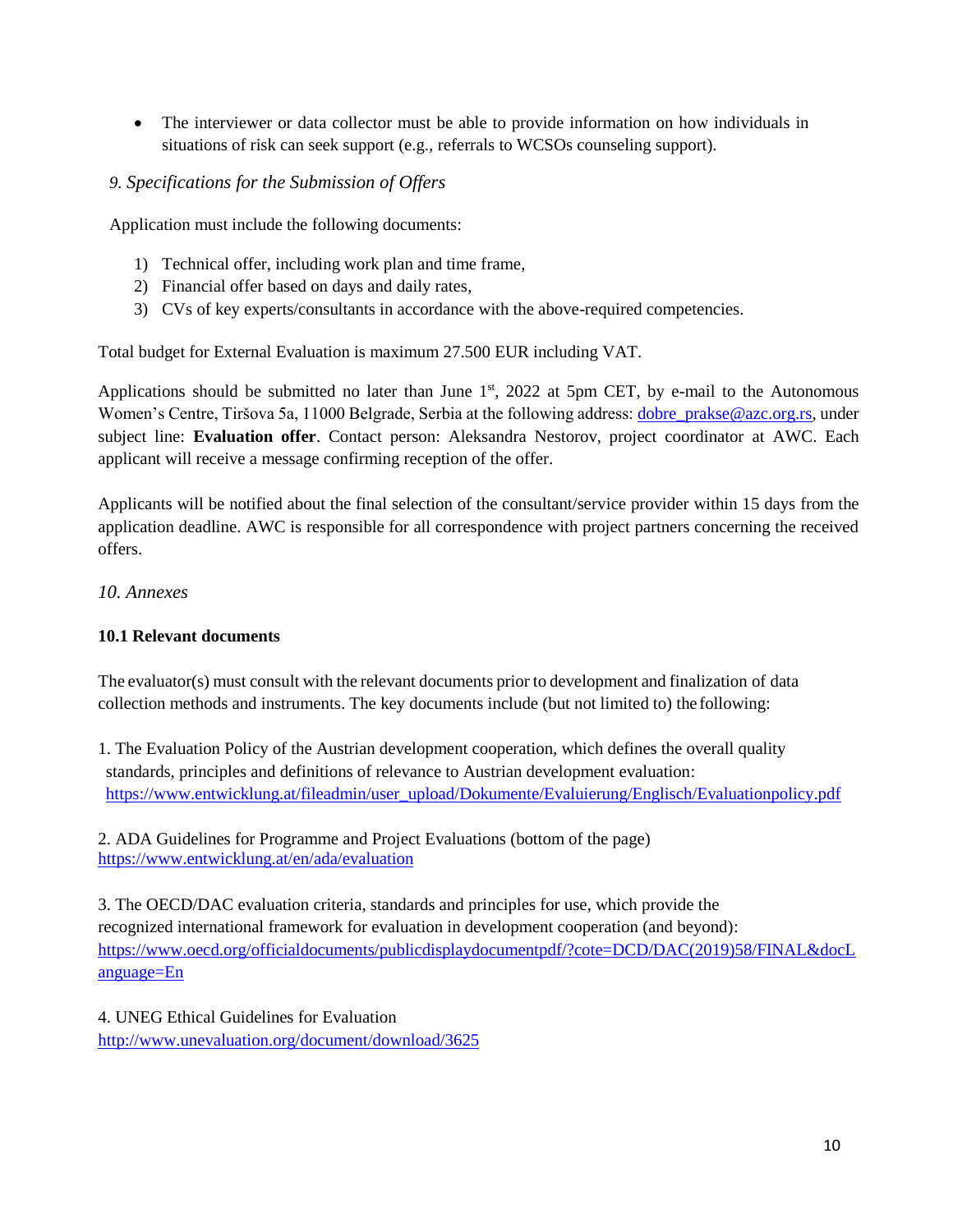- The interviewer or data collector must be able to provide information on how individuals in situations of risk can seek support (e.g., referrals to WCSOs counseling support).

## *9. Specifications for the Submission of Offers*

Application must include the following documents:

1) Technical offer, including work plan and time frame,
2) Financial offer based on days and daily rates,
3) CVs of key experts/consultants in accordance with the above-required competencies.

Total budget for External Evaluation is maximum 27.500 EUR including VAT.

Applications should be submitted no later than June 1st, 2022 at 5pm CET, by e-mail to the Autonomous Women's Centre, Tiršova 5a, 11000 Belgrade, Serbia at the following address: dobre_prakse@azc.org.rs, under subject line: **Evaluation offer**. Contact person: Aleksandra Nestorov, project coordinator at AWC. Each applicant will receive a message confirming reception of the offer.

Applicants will be notified about the final selection of the consultant/service provider within 15 days from the application deadline. AWC is responsible for all correspondence with project partners concerning the received offers.

## *10. Annexes*

### 10.1 Relevant documents

The evaluator(s) must consult with the relevant documents prior to development and finalization of data collection methods and instruments. The key documents include (but not limited to) the following:

1. The Evaluation Policy of the Austrian development cooperation, which defines the overall quality standards, principles and definitions of relevance to Austrian development evaluation: https://www.entwicklung.at/fileadmin/user_upload/Dokumente/Evaluierung/Englisch/Evaluationpolicy.pdf

2. ADA Guidelines for Programme and Project Evaluations (bottom of the page) https://www.entwicklung.at/en/ada/evaluation

3. The OECD/DAC evaluation criteria, standards and principles for use, which provide the recognized international framework for evaluation in development cooperation (and beyond): https://www.oecd.org/officialdocuments/publicdisplaydocumentpdf/?cote=DCD/DAC(2019)58/FINAL&docLanguage=En

4. UNEG Ethical Guidelines for Evaluation http://www.unevaluation.org/document/download/3625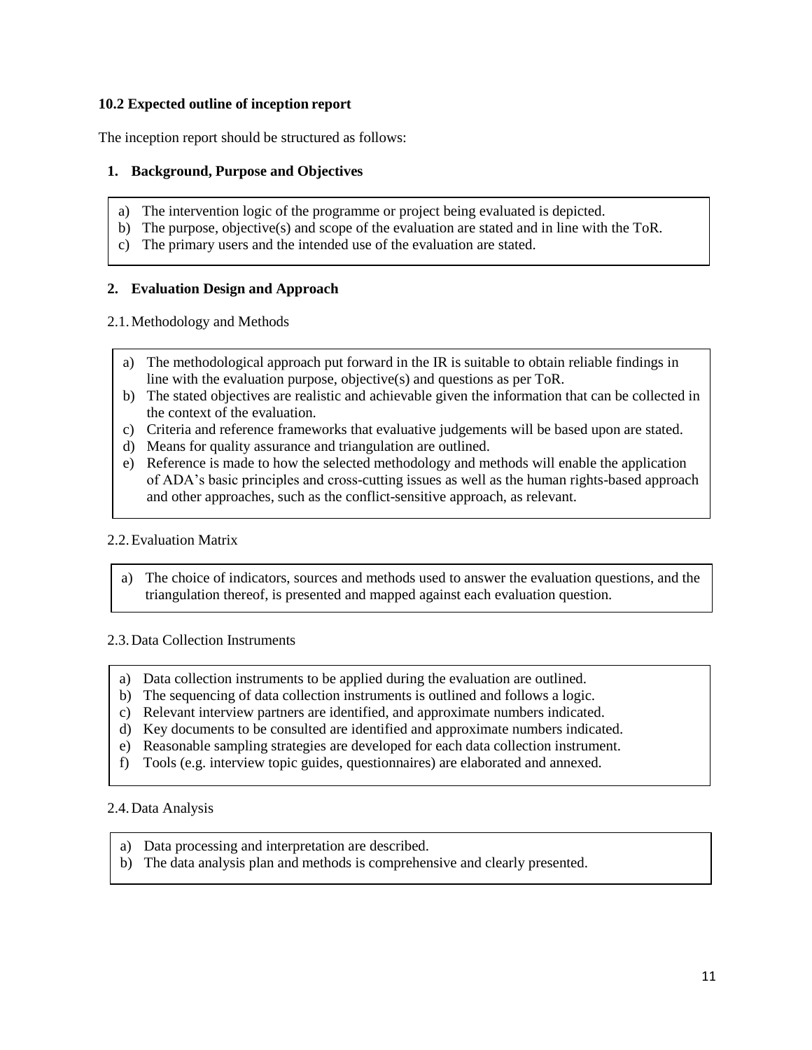### 10.2 Expected outline of inception report

The inception report should be structured as follows:

**1. Background, Purpose and Objectives**

a) The intervention logic of the programme or project being evaluated is depicted.
b) The purpose, objective(s) and scope of the evaluation are stated and in line with the ToR.
c) The primary users and the intended use of the evaluation are stated.

**2. Evaluation Design and Approach**

2.1. Methodology and Methods

a) The methodological approach put forward in the IR is suitable to obtain reliable findings in line with the evaluation purpose, objective(s) and questions as per ToR.
b) The stated objectives are realistic and achievable given the information that can be collected in the context of the evaluation.
c) Criteria and reference frameworks that evaluative judgements will be based upon are stated.
d) Means for quality assurance and triangulation are outlined.
e) Reference is made to how the selected methodology and methods will enable the application of ADA's basic principles and cross-cutting issues as well as the human rights-based approach and other approaches, such as the conflict-sensitive approach, as relevant.

2.2. Evaluation Matrix

a) The choice of indicators, sources and methods used to answer the evaluation questions, and the triangulation thereof, is presented and mapped against each evaluation question.

2.3. Data Collection Instruments

a) Data collection instruments to be applied during the evaluation are outlined.
b) The sequencing of data collection instruments is outlined and follows a logic.
c) Relevant interview partners are identified, and approximate numbers indicated.
d) Key documents to be consulted are identified and approximate numbers indicated.
e) Reasonable sampling strategies are developed for each data collection instrument.
f) Tools (e.g. interview topic guides, questionnaires) are elaborated and annexed.

2.4. Data Analysis

a) Data processing and interpretation are described.
b) The data analysis plan and methods is comprehensive and clearly presented.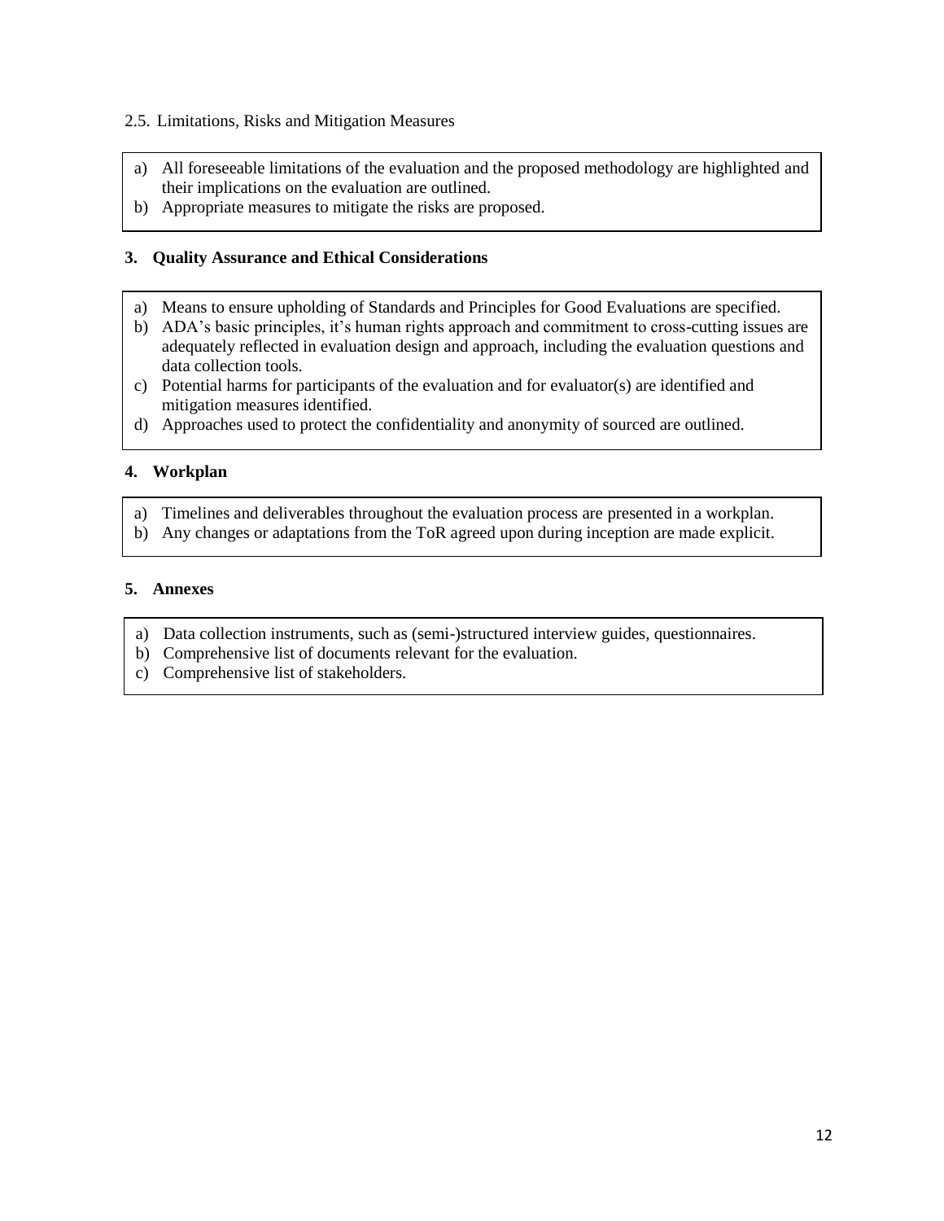### 2.5. Limitations, Risks and Mitigation Measures

a) All foreseeable limitations of the evaluation and the proposed methodology are highlighted and their implications on the evaluation are outlined.
b) Appropriate measures to mitigate the risks are proposed.

## 3. Quality Assurance and Ethical Considerations

a) Means to ensure upholding of Standards and Principles for Good Evaluations are specified.
b) ADA's basic principles, it's human rights approach and commitment to cross-cutting issues are adequately reflected in evaluation design and approach, including the evaluation questions and data collection tools.
c) Potential harms for participants of the evaluation and for evaluator(s) are identified and mitigation measures identified.
d) Approaches used to protect the confidentiality and anonymity of sourced are outlined.

## 4. Workplan

a) Timelines and deliverables throughout the evaluation process are presented in a workplan.
b) Any changes or adaptations from the ToR agreed upon during inception are made explicit.

## 5. Annexes

a) Data collection instruments, such as (semi-)structured interview guides, questionnaires.
b) Comprehensive list of documents relevant for the evaluation.
c) Comprehensive list of stakeholders.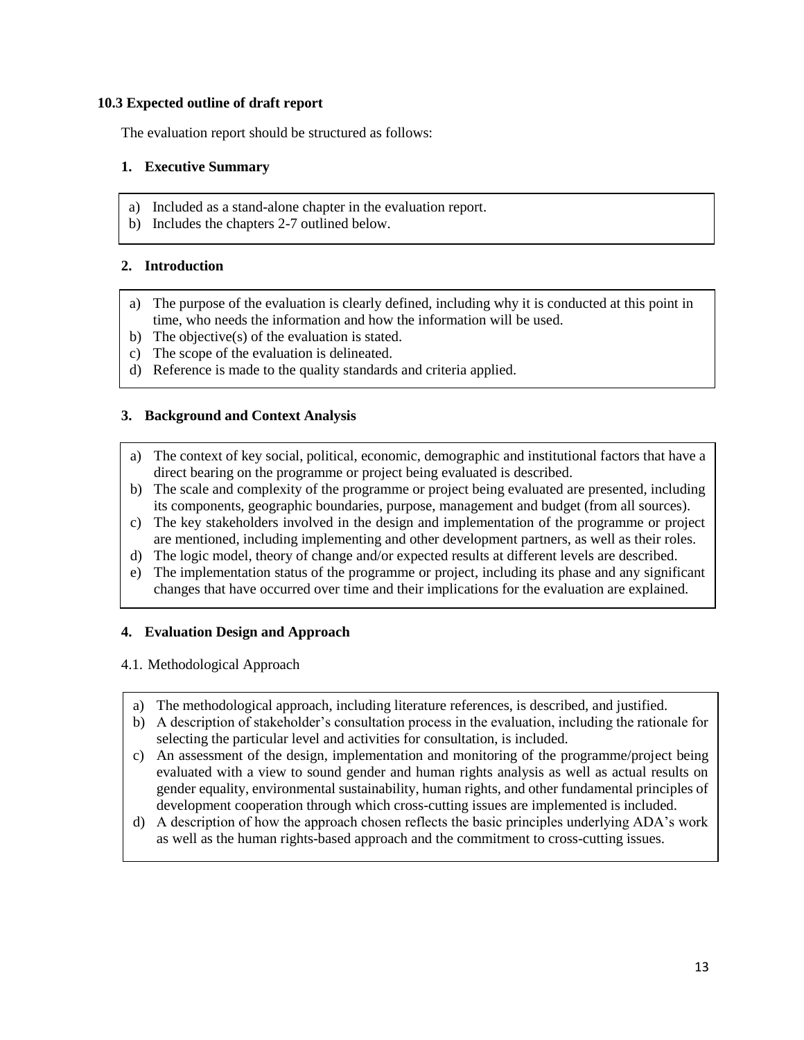### 10.3 Expected outline of draft report

The evaluation report should be structured as follows:

#### 1. Executive Summary

a) Included as a stand-alone chapter in the evaluation report.
b) Includes the chapters 2-7 outlined below.

#### 2. Introduction

a) The purpose of the evaluation is clearly defined, including why it is conducted at this point in time, who needs the information and how the information will be used.
b) The objective(s) of the evaluation is stated.
c) The scope of the evaluation is delineated.
d) Reference is made to the quality standards and criteria applied.

#### 3. Background and Context Analysis

a) The context of key social, political, economic, demographic and institutional factors that have a direct bearing on the programme or project being evaluated is described.
b) The scale and complexity of the programme or project being evaluated are presented, including its components, geographic boundaries, purpose, management and budget (from all sources).
c) The key stakeholders involved in the design and implementation of the programme or project are mentioned, including implementing and other development partners, as well as their roles.
d) The logic model, theory of change and/or expected results at different levels are described.
e) The implementation status of the programme or project, including its phase and any significant changes that have occurred over time and their implications for the evaluation are explained.

#### 4. Evaluation Design and Approach

4.1. Methodological Approach

a) The methodological approach, including literature references, is described, and justified.
b) A description of stakeholder's consultation process in the evaluation, including the rationale for selecting the particular level and activities for consultation, is included.
c) An assessment of the design, implementation and monitoring of the programme/project being evaluated with a view to sound gender and human rights analysis as well as actual results on gender equality, environmental sustainability, human rights, and other fundamental principles of development cooperation through which cross-cutting issues are implemented is included.
d) A description of how the approach chosen reflects the basic principles underlying ADA's work as well as the human rights-based approach and the commitment to cross-cutting issues.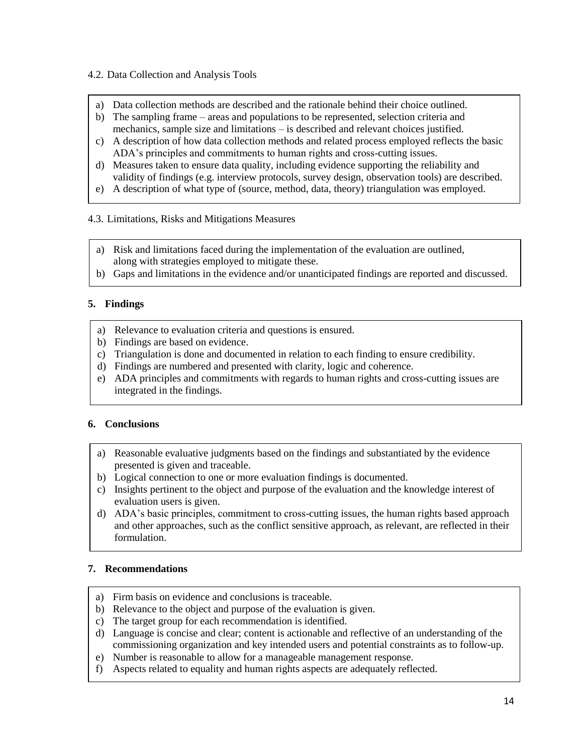4.2. Data Collection and Analysis Tools

a) Data collection methods are described and the rationale behind their choice outlined.
b) The sampling frame – areas and populations to be represented, selection criteria and mechanics, sample size and limitations – is described and relevant choices justified.
c) A description of how data collection methods and related process employed reflects the basic ADA's principles and commitments to human rights and cross-cutting issues.
d) Measures taken to ensure data quality, including evidence supporting the reliability and validity of findings (e.g. interview protocols, survey design, observation tools) are described.
e) A description of what type of (source, method, data, theory) triangulation was employed.

4.3. Limitations, Risks and Mitigations Measures

a) Risk and limitations faced during the implementation of the evaluation are outlined, along with strategies employed to mitigate these.
b) Gaps and limitations in the evidence and/or unanticipated findings are reported and discussed.

## 5. Findings

a) Relevance to evaluation criteria and questions is ensured.
b) Findings are based on evidence.
c) Triangulation is done and documented in relation to each finding to ensure credibility.
d) Findings are numbered and presented with clarity, logic and coherence.
e) ADA principles and commitments with regards to human rights and cross-cutting issues are integrated in the findings.

## 6. Conclusions

a) Reasonable evaluative judgments based on the findings and substantiated by the evidence presented is given and traceable.
b) Logical connection to one or more evaluation findings is documented.
c) Insights pertinent to the object and purpose of the evaluation and the knowledge interest of evaluation users is given.
d) ADA's basic principles, commitment to cross-cutting issues, the human rights based approach and other approaches, such as the conflict sensitive approach, as relevant, are reflected in their formulation.

## 7. Recommendations

a) Firm basis on evidence and conclusions is traceable.
b) Relevance to the object and purpose of the evaluation is given.
c) The target group for each recommendation is identified.
d) Language is concise and clear; content is actionable and reflective of an understanding of the commissioning organization and key intended users and potential constraints as to follow-up.
e) Number is reasonable to allow for a manageable management response.
f) Aspects related to equality and human rights aspects are adequately reflected.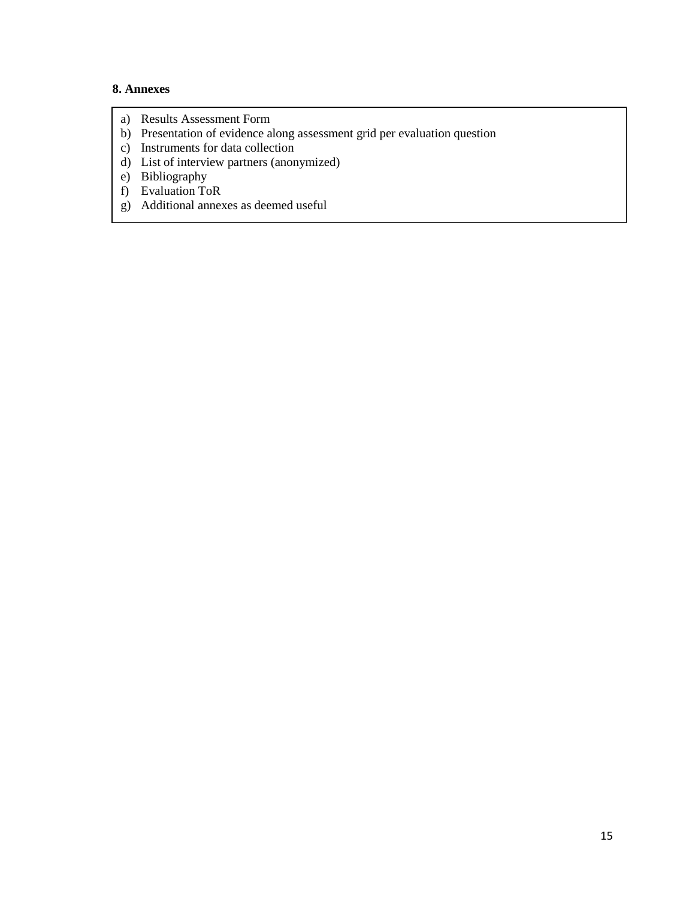**8. Annexes**

a) Results Assessment Form
b) Presentation of evidence along assessment grid per evaluation question
c) Instruments for data collection
d) List of interview partners (anonymized)
e) Bibliography
f) Evaluation ToR
g) Additional annexes as deemed useful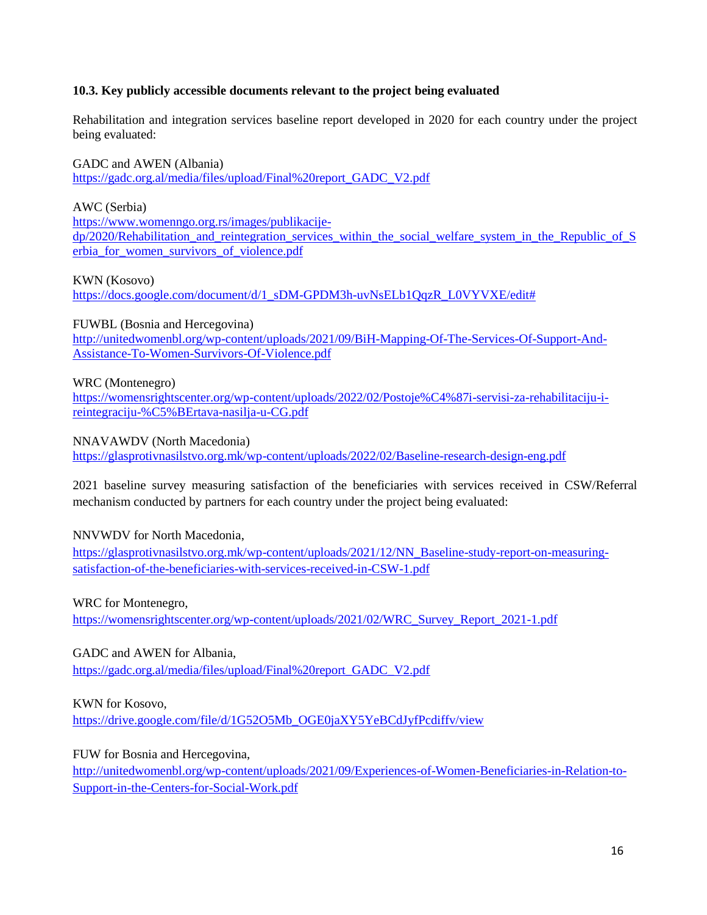### 10.3. Key publicly accessible documents relevant to the project being evaluated

Rehabilitation and integration services baseline report developed in 2020 for each country under the project being evaluated:

GADC and AWEN (Albania)
https://gadc.org.al/media/files/upload/Final%20report_GADC_V2.pdf

AWC (Serbia)
https://www.womenngo.org.rs/images/publikacije-dp/2020/Rehabilitation_and_reintegration_services_within_the_social_welfare_system_in_the_Republic_of_Serbia_for_women_survivors_of_violence.pdf

KWN (Kosovo)
https://docs.google.com/document/d/1_sDM-GPDM3h-uvNsELb1QqzR_L0VYVXE/edit#

FUWBL (Bosnia and Hercegovina)
http://unitedwomenbl.org/wp-content/uploads/2021/09/BiH-Mapping-Of-The-Services-Of-Support-And-Assistance-To-Women-Survivors-Of-Violence.pdf

WRC (Montenegro)
https://womensrightscenter.org/wp-content/uploads/2022/02/Postoje%C4%87i-servisi-za-rehabilitaciju-i-reintegraciju-%C5%BErtava-nasilja-u-CG.pdf

NNAVAWDV (North Macedonia)
https://glasprotivnasilstvo.org.mk/wp-content/uploads/2022/02/Baseline-research-design-eng.pdf

2021 baseline survey measuring satisfaction of the beneficiaries with services received in CSW/Referral mechanism conducted by partners for each country under the project being evaluated:

NNVWDV for North Macedonia,
https://glasprotivnasilstvo.org.mk/wp-content/uploads/2021/12/NN_Baseline-study-report-on-measuring-satisfaction-of-the-beneficiaries-with-services-received-in-CSW-1.pdf

WRC for Montenegro,
https://womensrightscenter.org/wp-content/uploads/2021/02/WRC_Survey_Report_2021-1.pdf

GADC and AWEN for Albania,
https://gadc.org.al/media/files/upload/Final%20report_GADC_V2.pdf

KWN for Kosovo,
https://drive.google.com/file/d/1G52O5Mb_OGE0jaXY5YeBCdJyfPcdiffv/view

FUW for Bosnia and Hercegovina,
http://unitedwomenbl.org/wp-content/uploads/2021/09/Experiences-of-Women-Beneficiaries-in-Relation-to-Support-in-the-Centers-for-Social-Work.pdf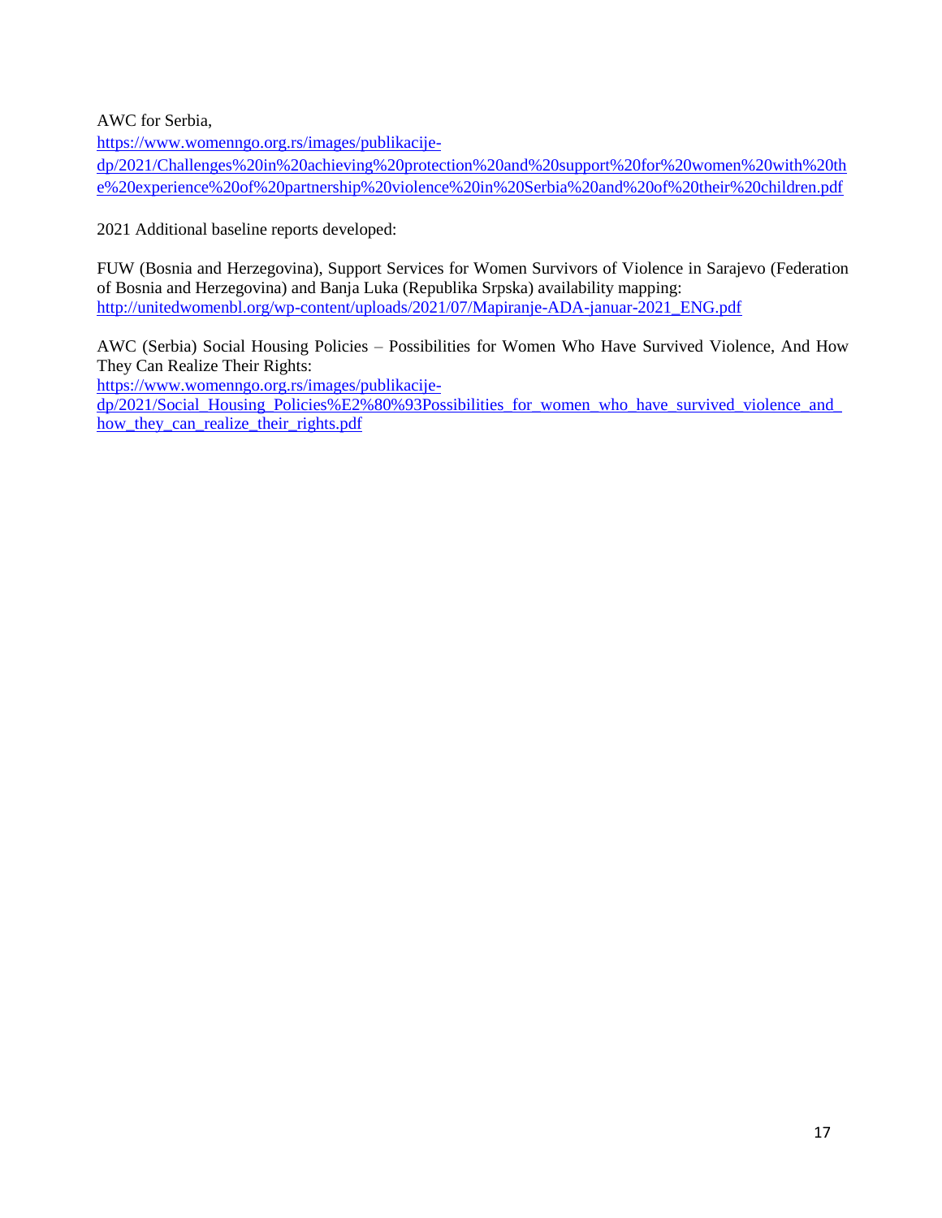AWC for Serbia,
https://www.womenngo.org.rs/images/publikacije-dp/2021/Challenges%20in%20achieving%20protection%20and%20support%20for%20women%20with%20the%20experience%20of%20partnership%20violence%20in%20Serbia%20and%20of%20their%20children.pdf

2021 Additional baseline reports developed:

FUW (Bosnia and Herzegovina), Support Services for Women Survivors of Violence in Sarajevo (Federation of Bosnia and Herzegovina) and Banja Luka (Republika Srpska) availability mapping:
http://unitedwomenbl.org/wp-content/uploads/2021/07/Mapiranje-ADA-januar-2021_ENG.pdf

AWC (Serbia) Social Housing Policies – Possibilities for Women Who Have Survived Violence, And How They Can Realize Their Rights:
https://www.womenngo.org.rs/images/publikacije-dp/2021/Social_Housing_Policies%E2%80%93Possibilities_for_women_who_have_survived_violence_and_how_they_can_realize_their_rights.pdf